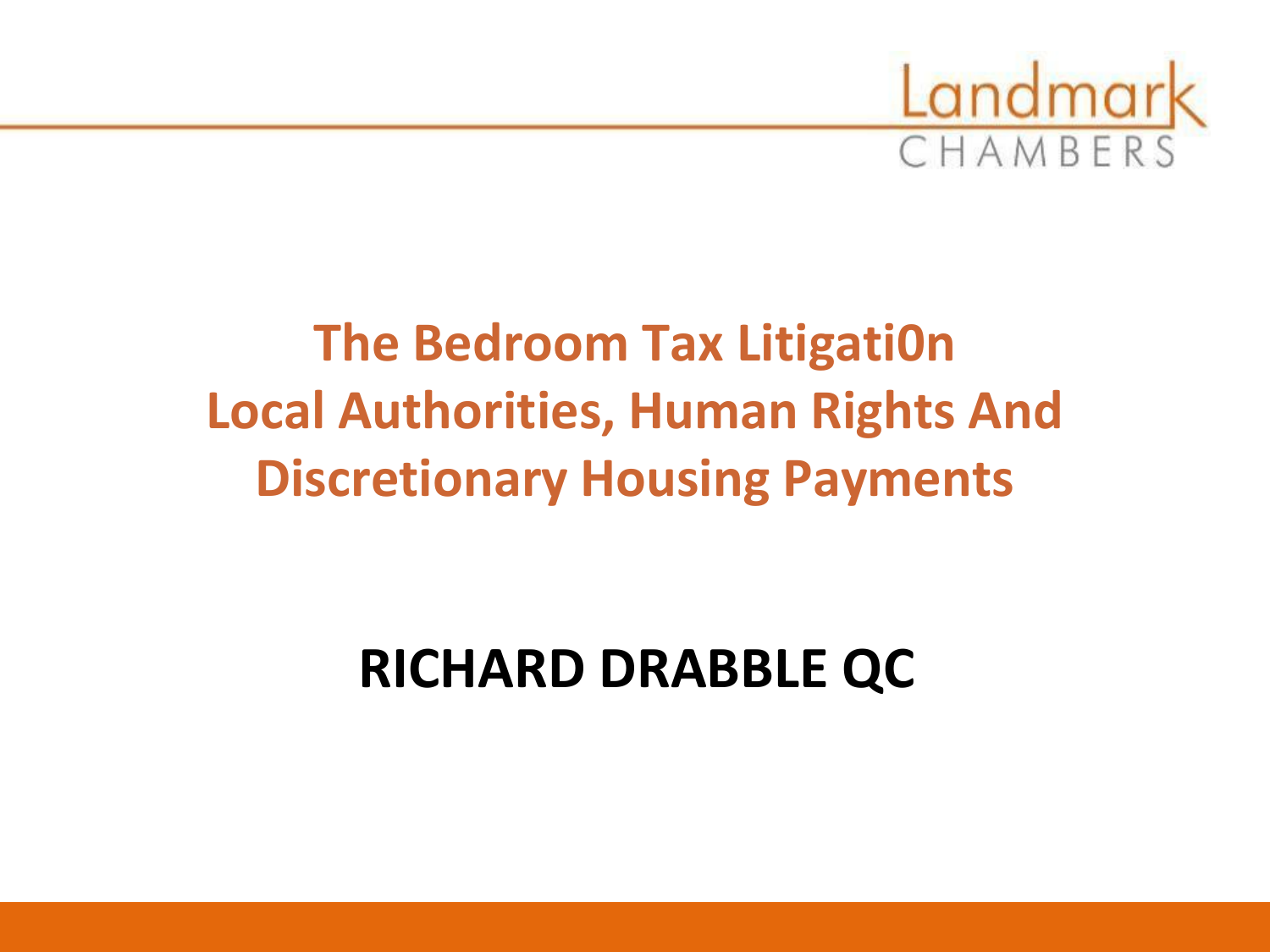Landmark CHAMBERS

# The Bedroom Tax Litigati0n
# Local Authorities, Human Rights And Discretionary Housing Payments

**RICHARD DRABBLE QC**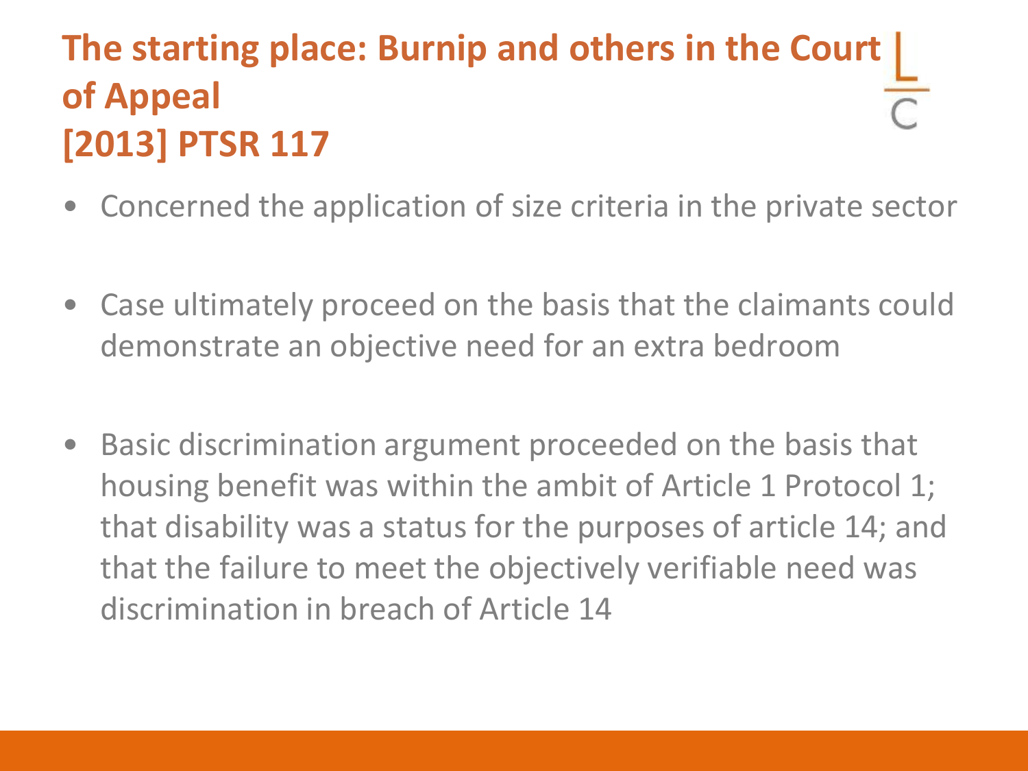# The starting place: Burnip and others in the Court of Appeal [2013] PTSR 117

- Concerned the application of size criteria in the private sector
- Case ultimately proceed on the basis that the claimants could demonstrate an objective need for an extra bedroom
- Basic discrimination argument proceeded on the basis that housing benefit was within the ambit of Article 1 Protocol 1; that disability was a status for the purposes of article 14; and that the failure to meet the objectively verifiable need was discrimination in breach of Article 14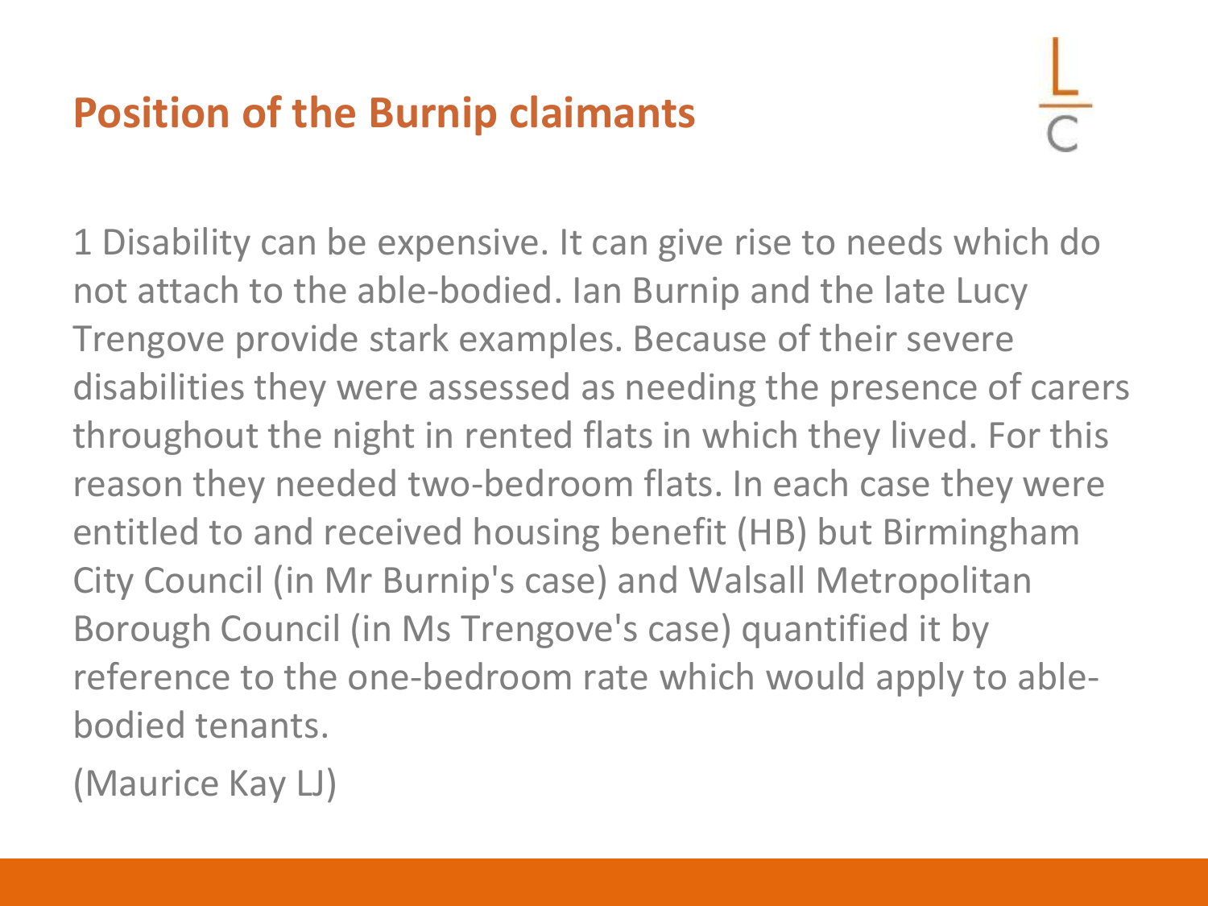# Position of the Burnip claimants

1 Disability can be expensive. It can give rise to needs which do not attach to the able-bodied. Ian Burnip and the late Lucy Trengove provide stark examples. Because of their severe disabilities they were assessed as needing the presence of carers throughout the night in rented flats in which they lived. For this reason they needed two-bedroom flats. In each case they were entitled to and received housing benefit (HB) but Birmingham City Council (in Mr Burnip's case) and Walsall Metropolitan Borough Council (in Ms Trengove's case) quantified it by reference to the one-bedroom rate which would apply to able-bodied tenants.

(Maurice Kay LJ)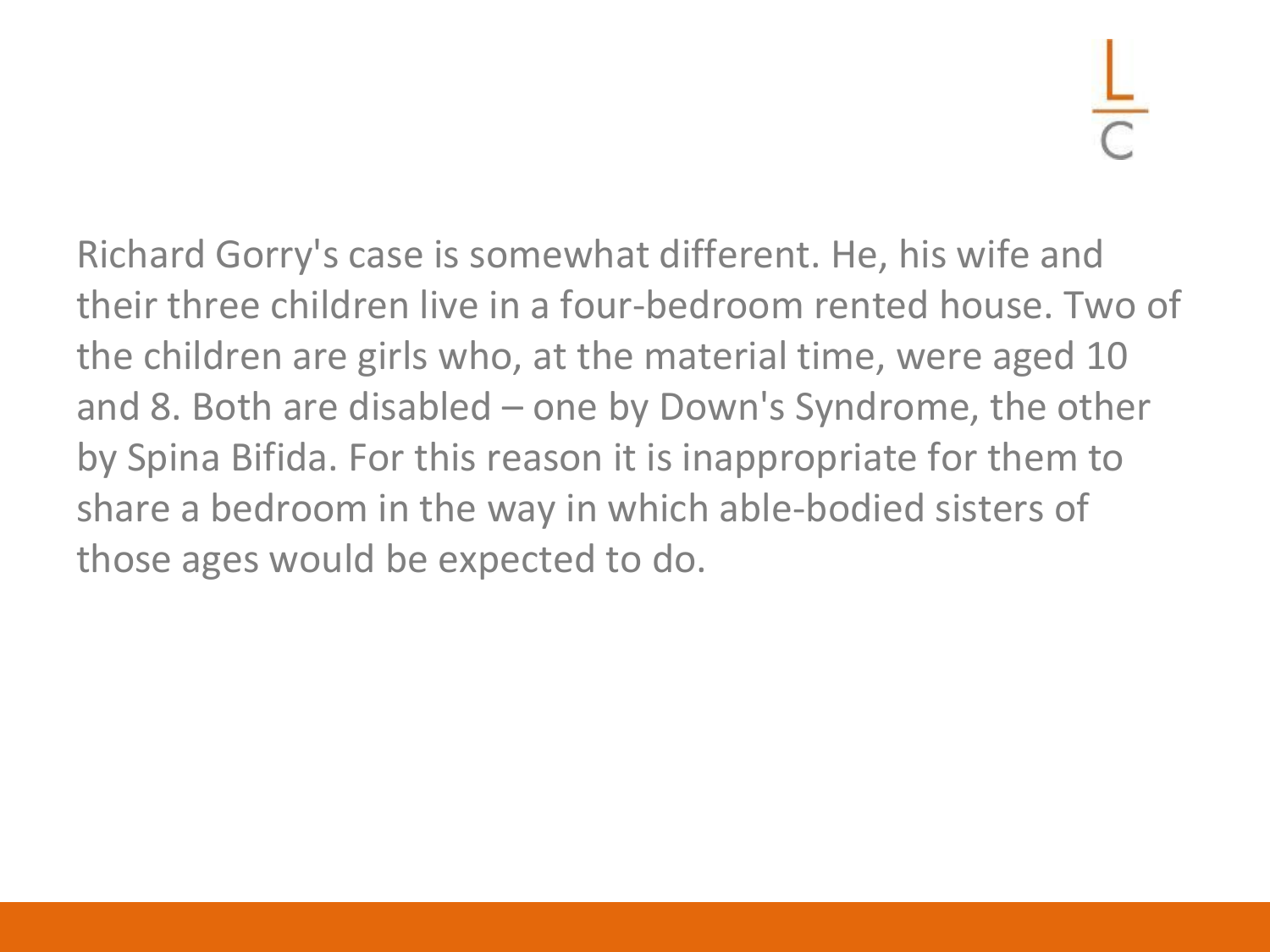Richard Gorry's case is somewhat different. He, his wife and their three children live in a four-bedroom rented house. Two of the children are girls who, at the material time, were aged 10 and 8. Both are disabled – one by Down's Syndrome, the other by Spina Bifida. For this reason it is inappropriate for them to share a bedroom in the way in which able-bodied sisters of those ages would be expected to do.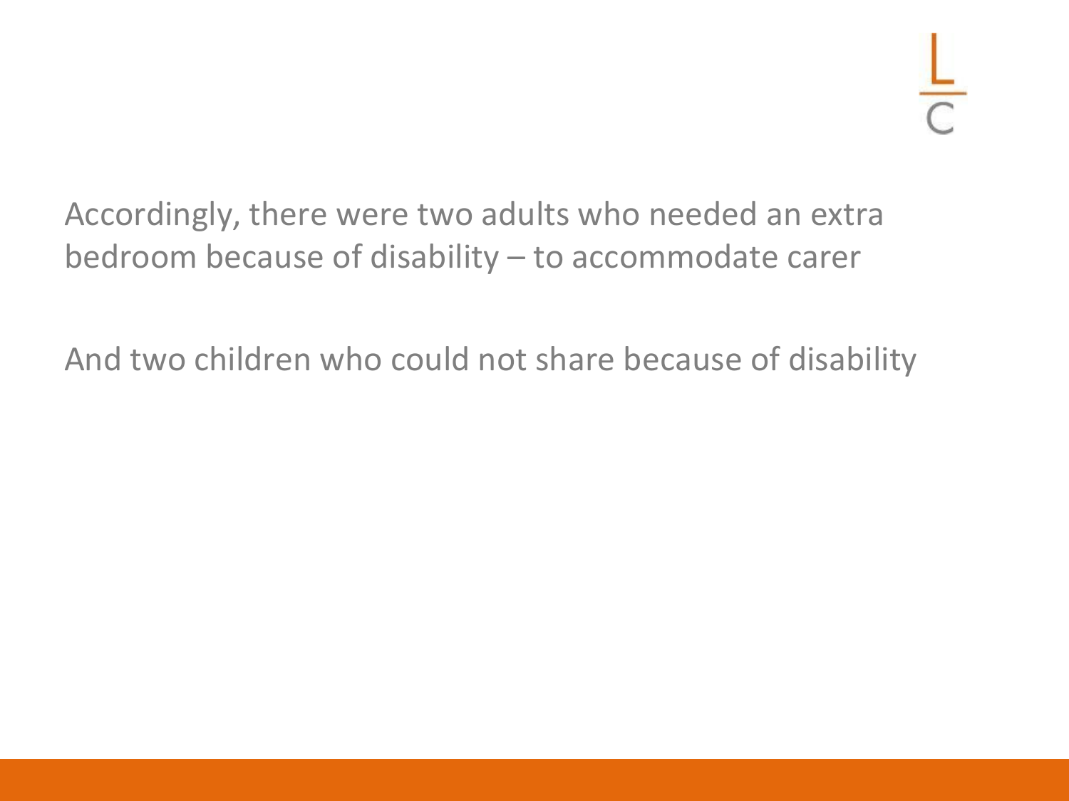Accordingly, there were two adults who needed an extra bedroom because of disability – to accommodate carer

And two children who could not share because of disability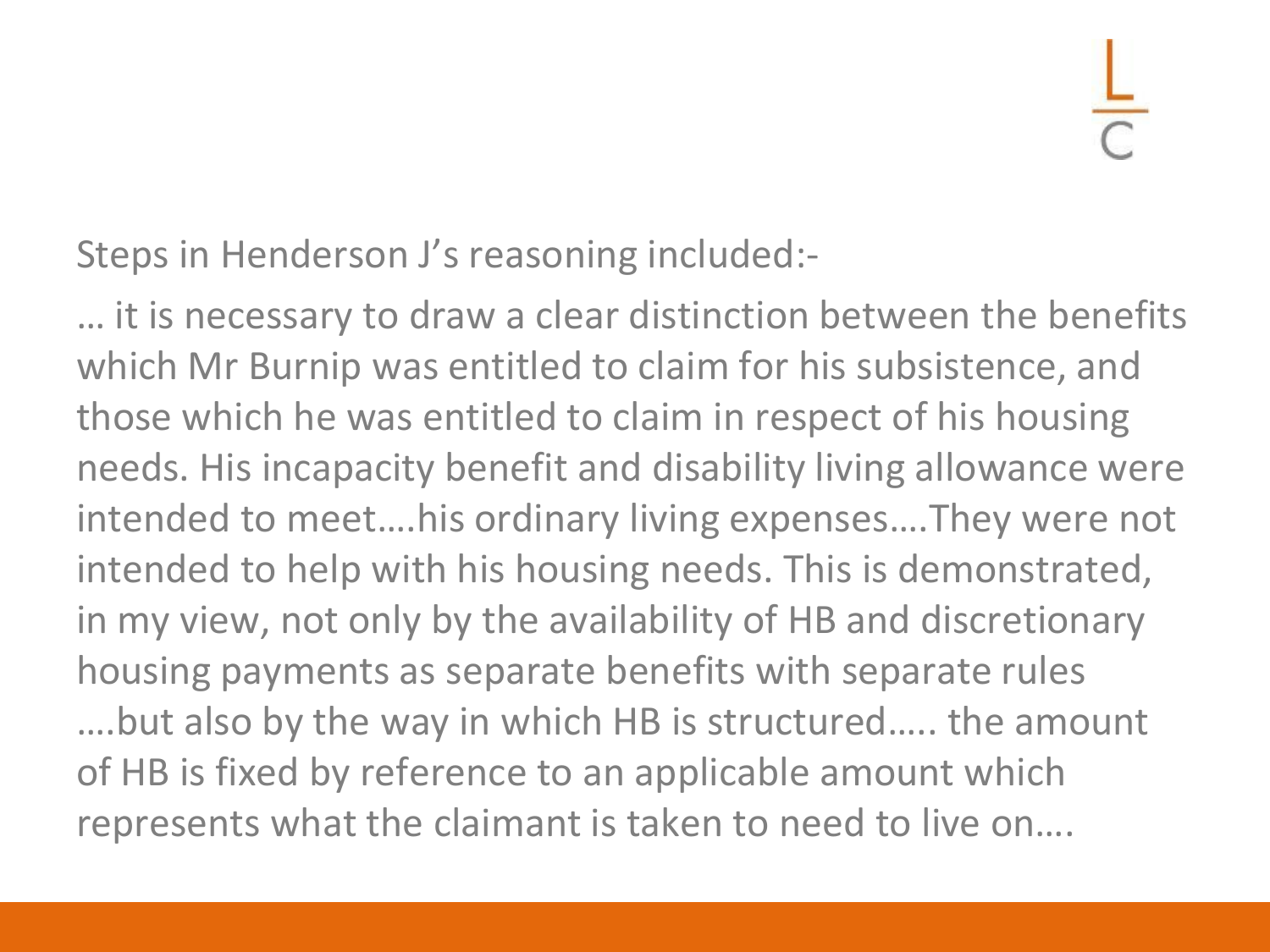Steps in Henderson J's reasoning included:-

… it is necessary to draw a clear distinction between the benefits which Mr Burnip was entitled to claim for his subsistence, and those which he was entitled to claim in respect of his housing needs. His incapacity benefit and disability living allowance were intended to meet….his ordinary living expenses….They were not intended to help with his housing needs. This is demonstrated, in my view, not only by the availability of HB and discretionary housing payments as separate benefits with separate rules ….but also by the way in which HB is structured….. the amount of HB is fixed by reference to an applicable amount which represents what the claimant is taken to need to live on….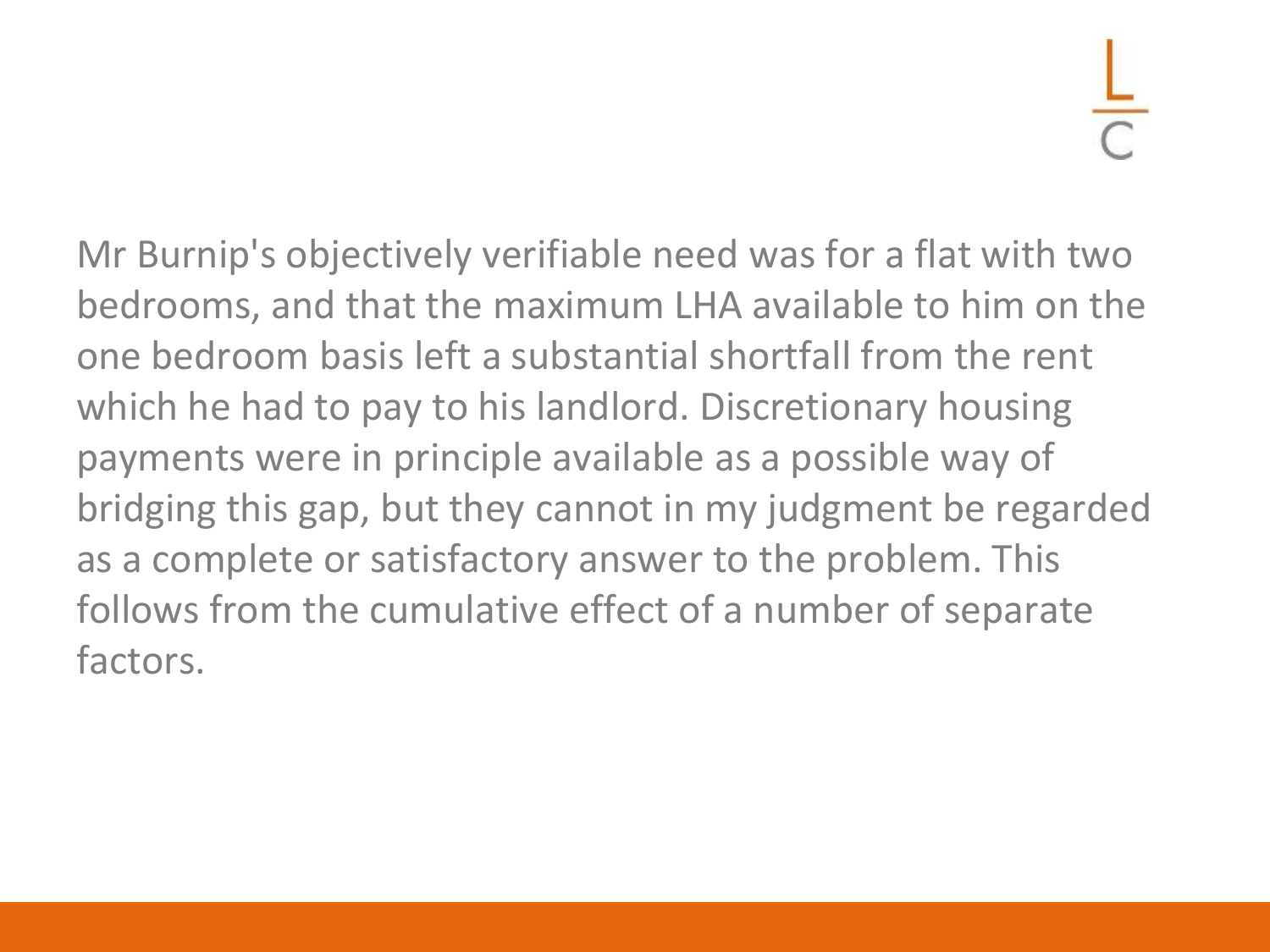Mr Burnip's objectively verifiable need was for a flat with two bedrooms, and that the maximum LHA available to him on the one bedroom basis left a substantial shortfall from the rent which he had to pay to his landlord. Discretionary housing payments were in principle available as a possible way of bridging this gap, but they cannot in my judgment be regarded as a complete or satisfactory answer to the problem. This follows from the cumulative effect of a number of separate factors.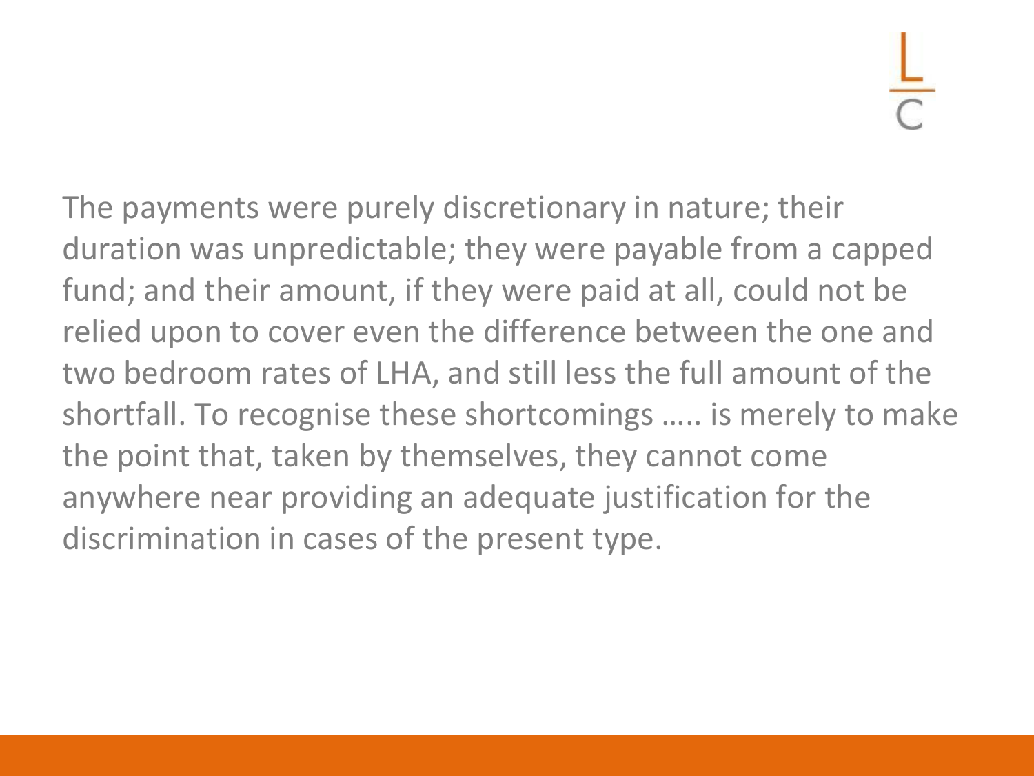The payments were purely discretionary in nature; their duration was unpredictable; they were payable from a capped fund; and their amount, if they were paid at all, could not be relied upon to cover even the difference between the one and two bedroom rates of LHA, and still less the full amount of the shortfall. To recognise these shortcomings ….. is merely to make the point that, taken by themselves, they cannot come anywhere near providing an adequate justification for the discrimination in cases of the present type.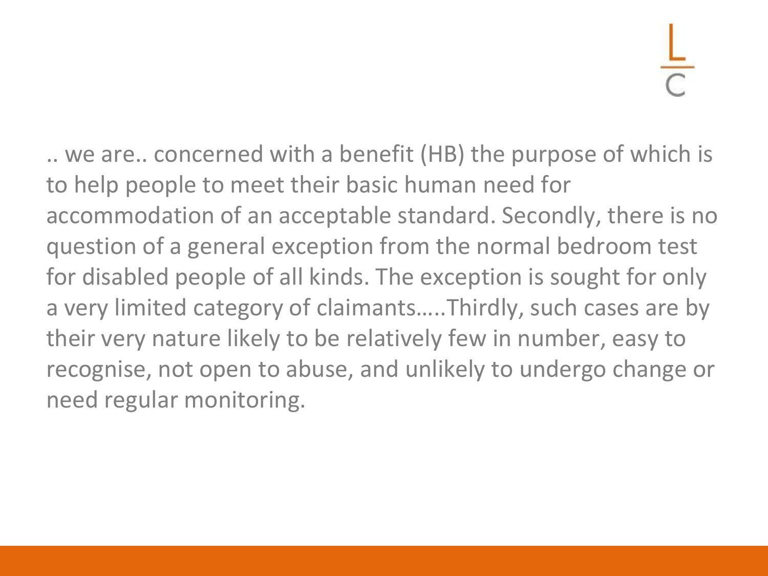.. we are.. concerned with a benefit (HB) the purpose of which is to help people to meet their basic human need for accommodation of an acceptable standard. Secondly, there is no question of a general exception from the normal bedroom test for disabled people of all kinds. The exception is sought for only a very limited category of claimants…..Thirdly, such cases are by their very nature likely to be relatively few in number, easy to recognise, not open to abuse, and unlikely to undergo change or need regular monitoring.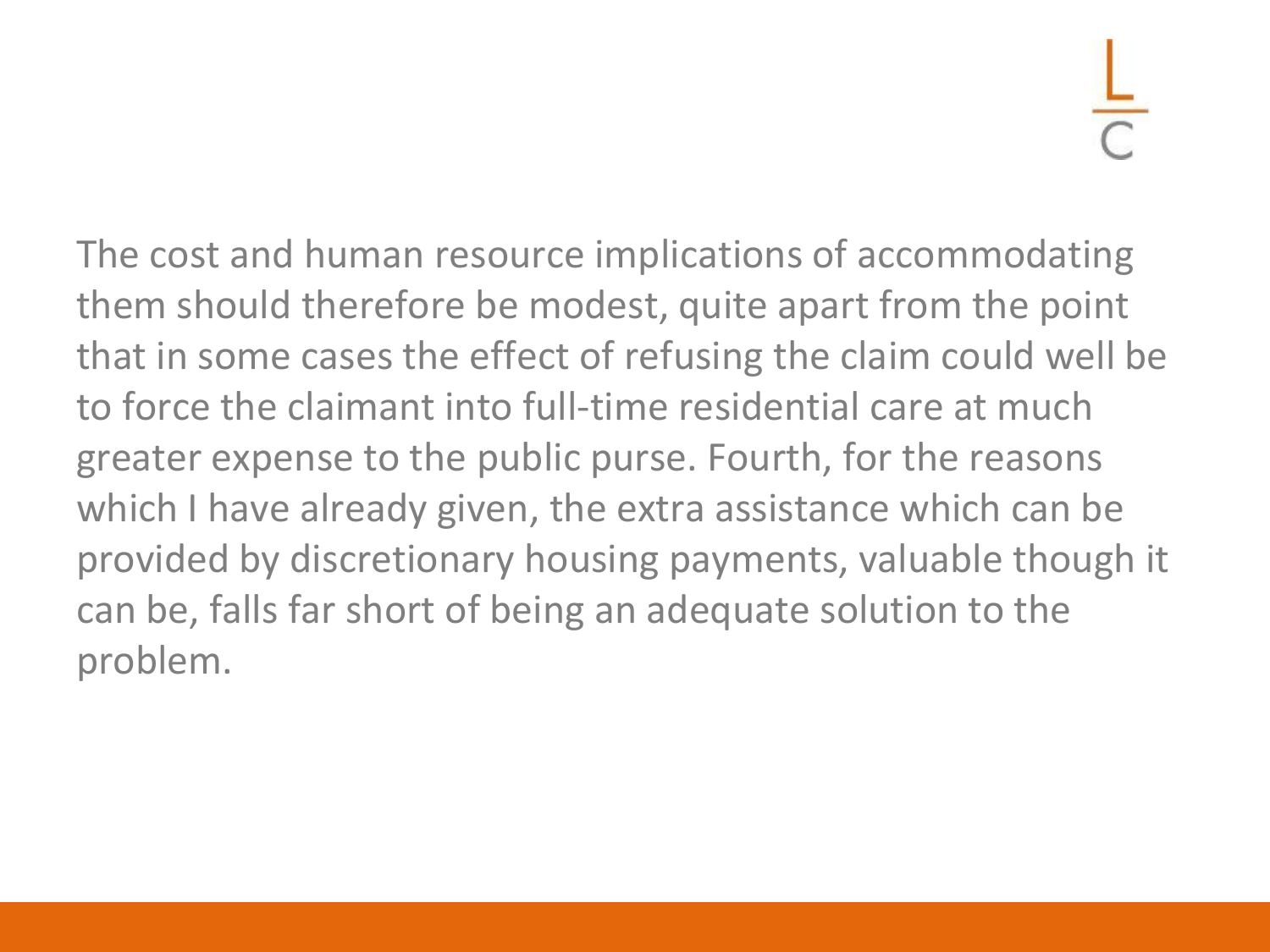The cost and human resource implications of accommodating them should therefore be modest, quite apart from the point that in some cases the effect of refusing the claim could well be to force the claimant into full-time residential care at much greater expense to the public purse. Fourth, for the reasons which I have already given, the extra assistance which can be provided by discretionary housing payments, valuable though it can be, falls far short of being an adequate solution to the problem.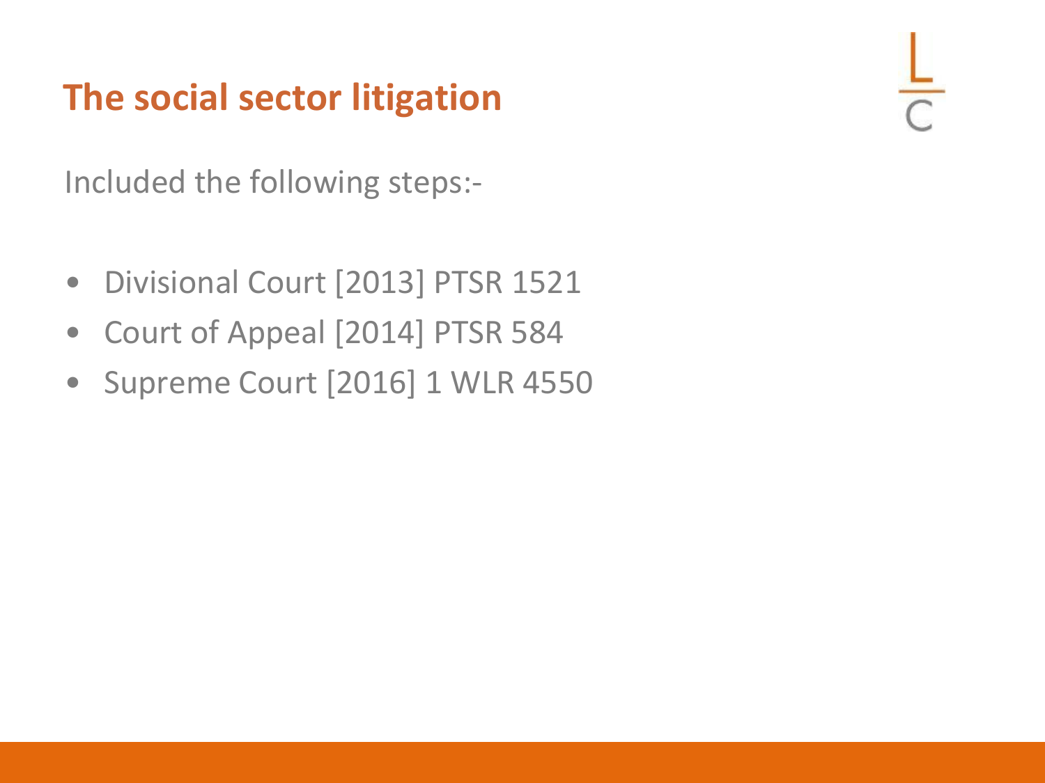# The social sector litigation

Included the following steps:-

- Divisional Court [2013] PTSR 1521
- Court of Appeal [2014] PTSR 584
- Supreme Court [2016] 1 WLR 4550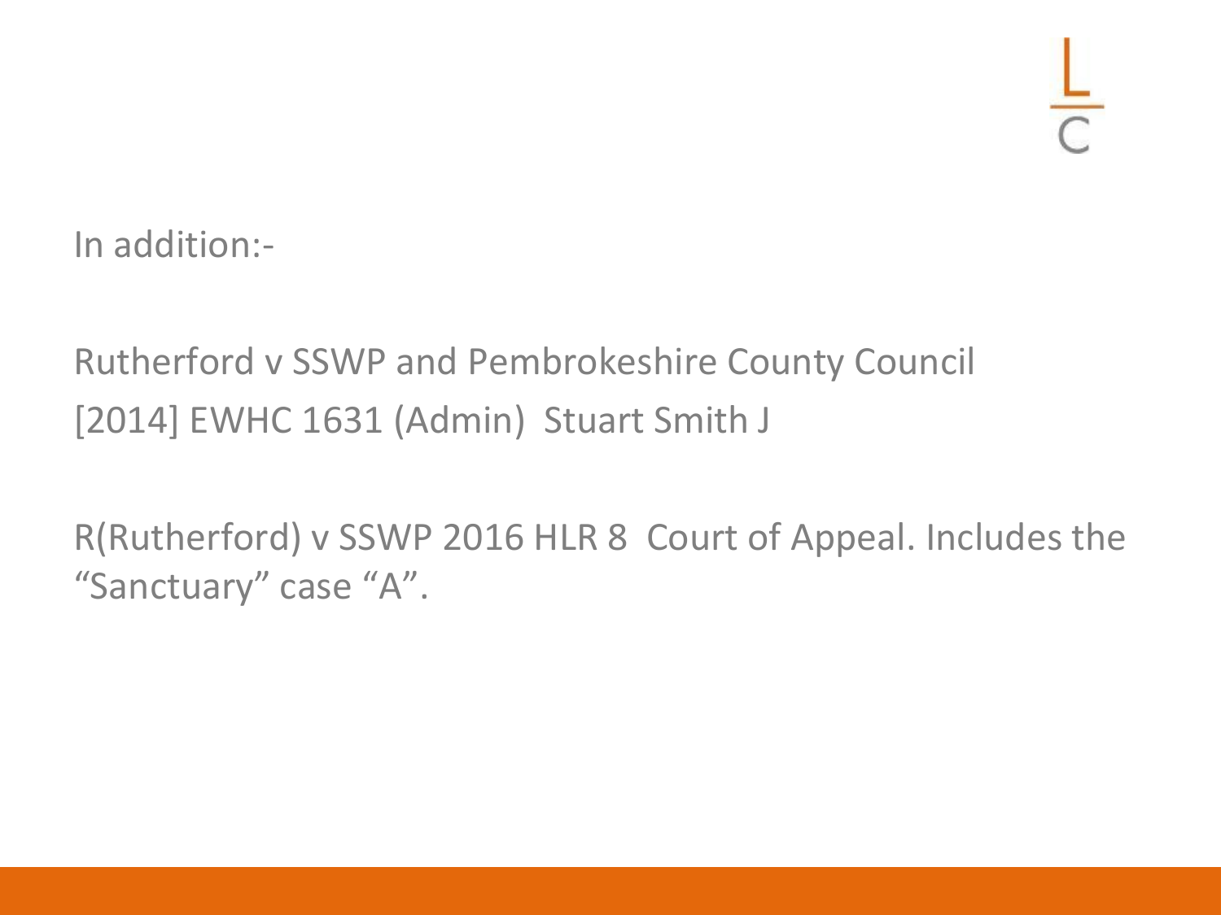In addition:-

Rutherford v SSWP and Pembrokeshire County Council
[2014] EWHC 1631 (Admin) Stuart Smith J

R(Rutherford) v SSWP 2016 HLR 8 Court of Appeal. Includes the "Sanctuary" case "A".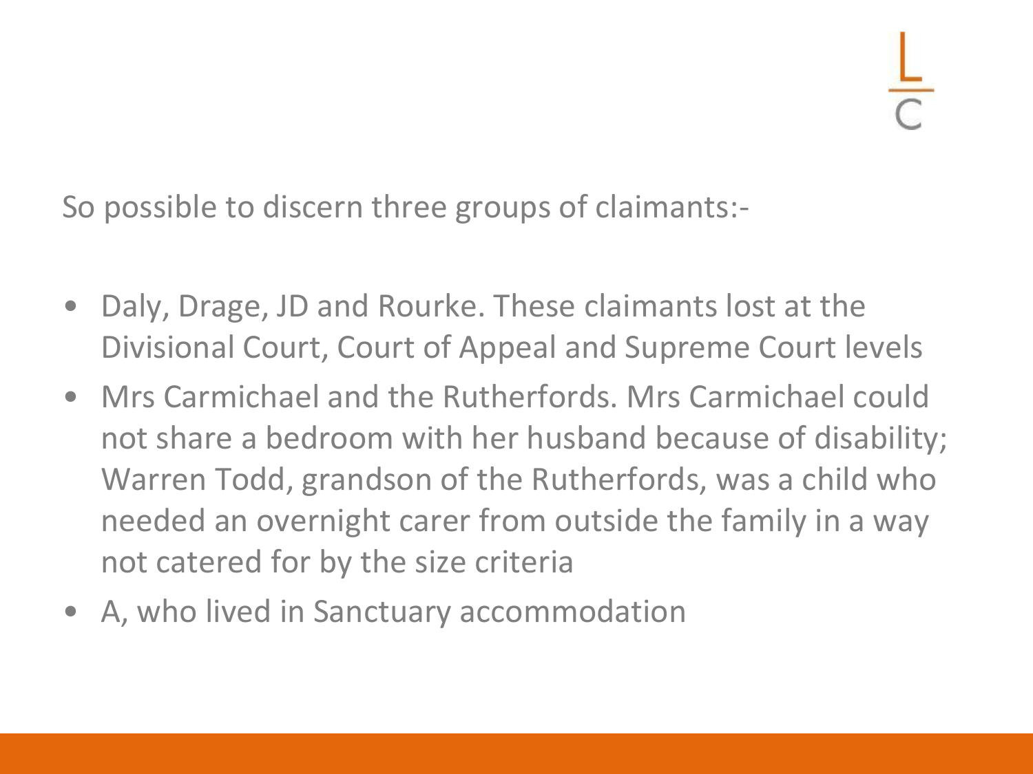So possible to discern three groups of claimants:-

- Daly, Drage, JD and Rourke. These claimants lost at the Divisional Court, Court of Appeal and Supreme Court levels
- Mrs Carmichael and the Rutherfords. Mrs Carmichael could not share a bedroom with her husband because of disability; Warren Todd, grandson of the Rutherfords, was a child who needed an overnight carer from outside the family in a way not catered for by the size criteria
- A, who lived in Sanctuary accommodation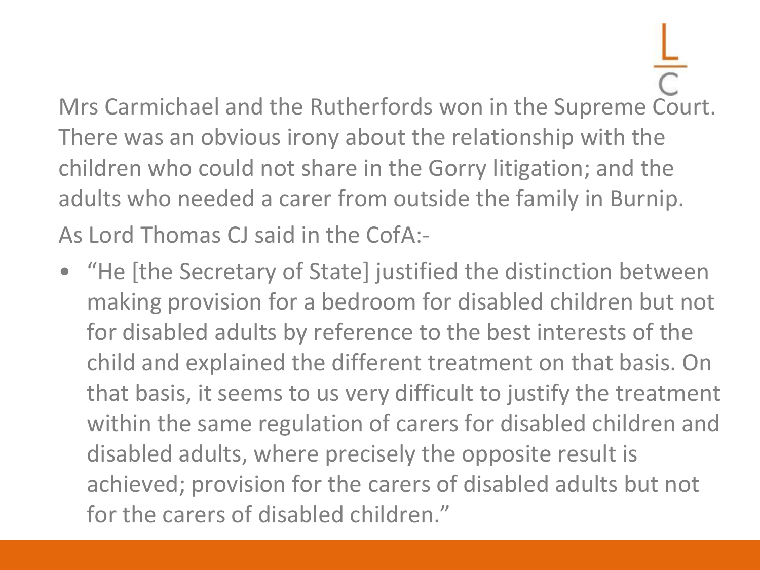Mrs Carmichael and the Rutherfords won in the Supreme Court. There was an obvious irony about the relationship with the children who could not share in the Gorry litigation; and the adults who needed a carer from outside the family in Burnip.

As Lord Thomas CJ said in the CofA:-

- "He [the Secretary of State] justified the distinction between making provision for a bedroom for disabled children but not for disabled adults by reference to the best interests of the child and explained the different treatment on that basis. On that basis, it seems to us very difficult to justify the treatment within the same regulation of carers for disabled children and disabled adults, where precisely the opposite result is achieved; provision for the carers of disabled adults but not for the carers of disabled children."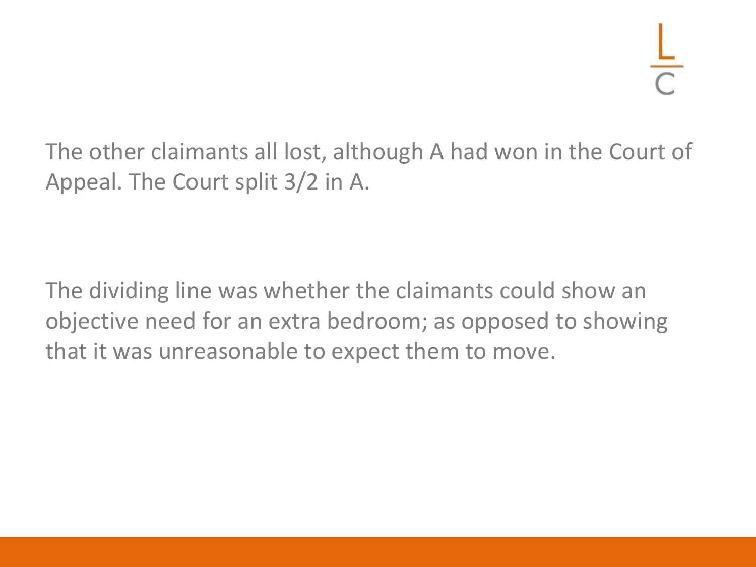The other claimants all lost, although A had won in the Court of Appeal. The Court split 3/2 in A.

The dividing line was whether the claimants could show an objective need for an extra bedroom; as opposed to showing that it was unreasonable to expect them to move.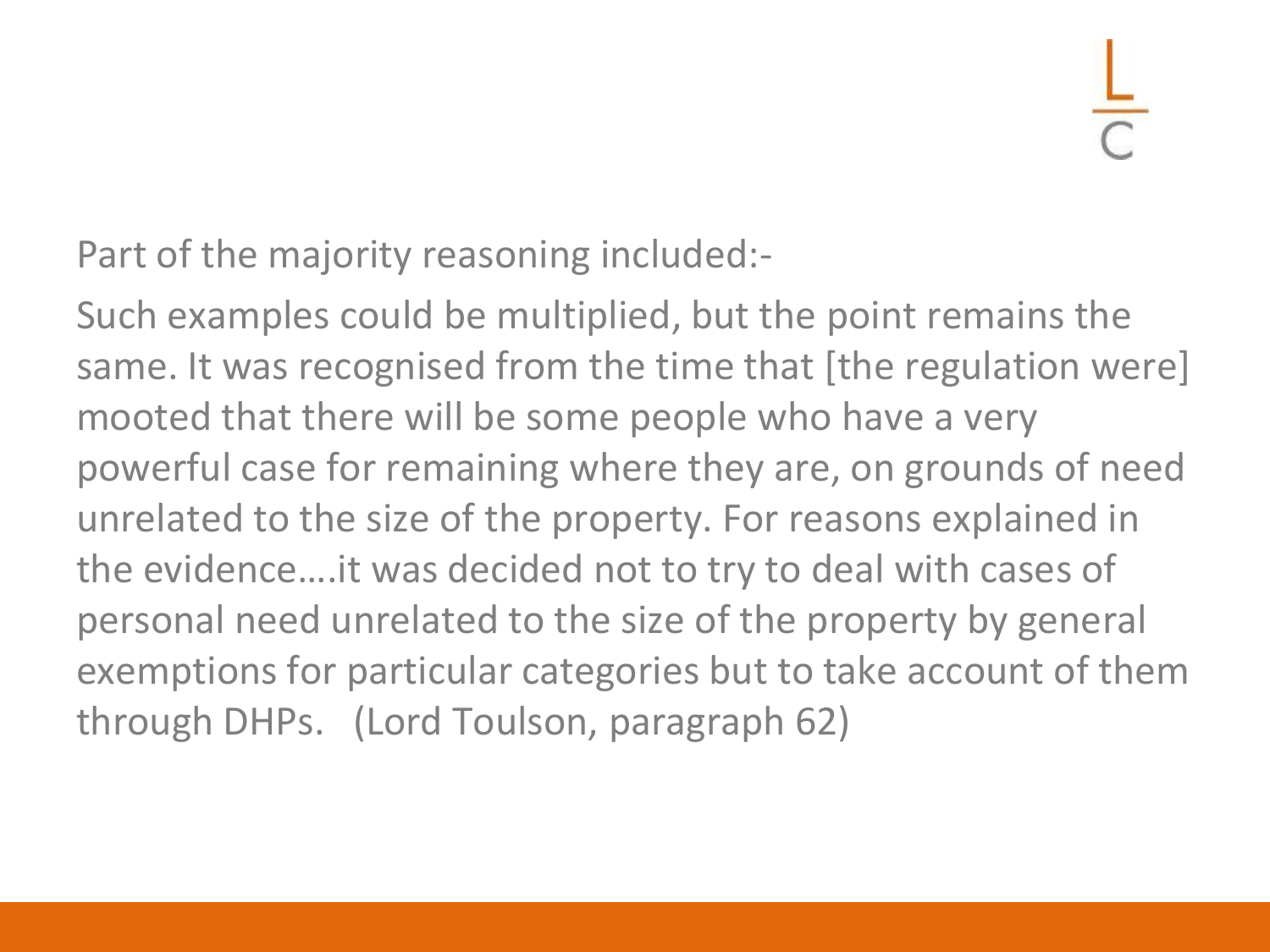Part of the majority reasoning included:-

Such examples could be multiplied, but the point remains the same. It was recognised from the time that [the regulation were] mooted that there will be some people who have a very powerful case for remaining where they are, on grounds of need unrelated to the size of the property. For reasons explained in the evidence….it was decided not to try to deal with cases of personal need unrelated to the size of the property by general exemptions for particular categories but to take account of them through DHPs. (Lord Toulson, paragraph 62)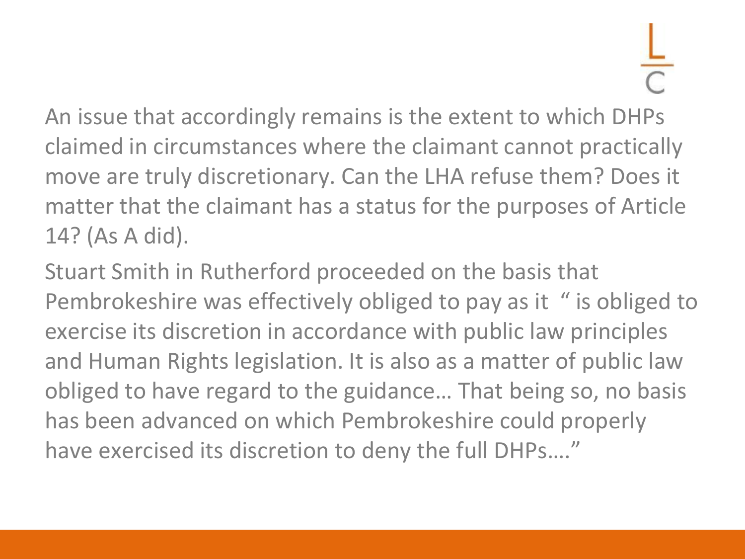An issue that accordingly remains is the extent to which DHPs claimed in circumstances where the claimant cannot practically move are truly discretionary. Can the LHA refuse them? Does it matter that the claimant has a status for the purposes of Article 14? (As A did).

Stuart Smith in Rutherford proceeded on the basis that Pembrokeshire was effectively obliged to pay as it " is obliged to exercise its discretion in accordance with public law principles and Human Rights legislation. It is also as a matter of public law obliged to have regard to the guidance… That being so, no basis has been advanced on which Pembrokeshire could properly have exercised its discretion to deny the full DHPs…."